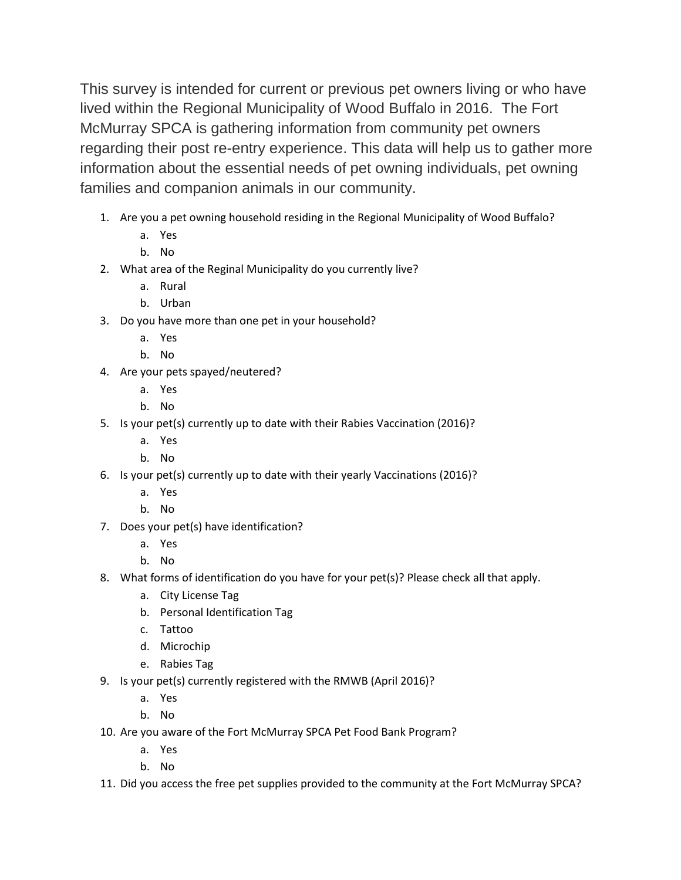This survey is intended for current or previous pet owners living or who have lived within the Regional Municipality of Wood Buffalo in 2016. The Fort McMurray SPCA is gathering information from community pet owners regarding their post re-entry experience. This data will help us to gather more information about the essential needs of pet owning individuals, pet owning families and companion animals in our community.

1. Are you a pet owning household residing in the Regional Municipality of Wood Buffalo?
   a. Yes
   b. No
2. What area of the Reginal Municipality do you currently live?
   a. Rural
   b. Urban
3. Do you have more than one pet in your household?
   a. Yes
   b. No
4. Are your pets spayed/neutered?
   a. Yes
   b. No
5. Is your pet(s) currently up to date with their Rabies Vaccination (2016)?
   a. Yes
   b. No
6. Is your pet(s) currently up to date with their yearly Vaccinations (2016)?
   a. Yes
   b. No
7. Does your pet(s) have identification?
   a. Yes
   b. No
8. What forms of identification do you have for your pet(s)? Please check all that apply.
   a. City License Tag
   b. Personal Identification Tag
   c. Tattoo
   d. Microchip
   e. Rabies Tag
9. Is your pet(s) currently registered with the RMWB (April 2016)?
   a. Yes
   b. No
10. Are you aware of the Fort McMurray SPCA Pet Food Bank Program?
    a. Yes
    b. No
11. Did you access the free pet supplies provided to the community at the Fort McMurray SPCA?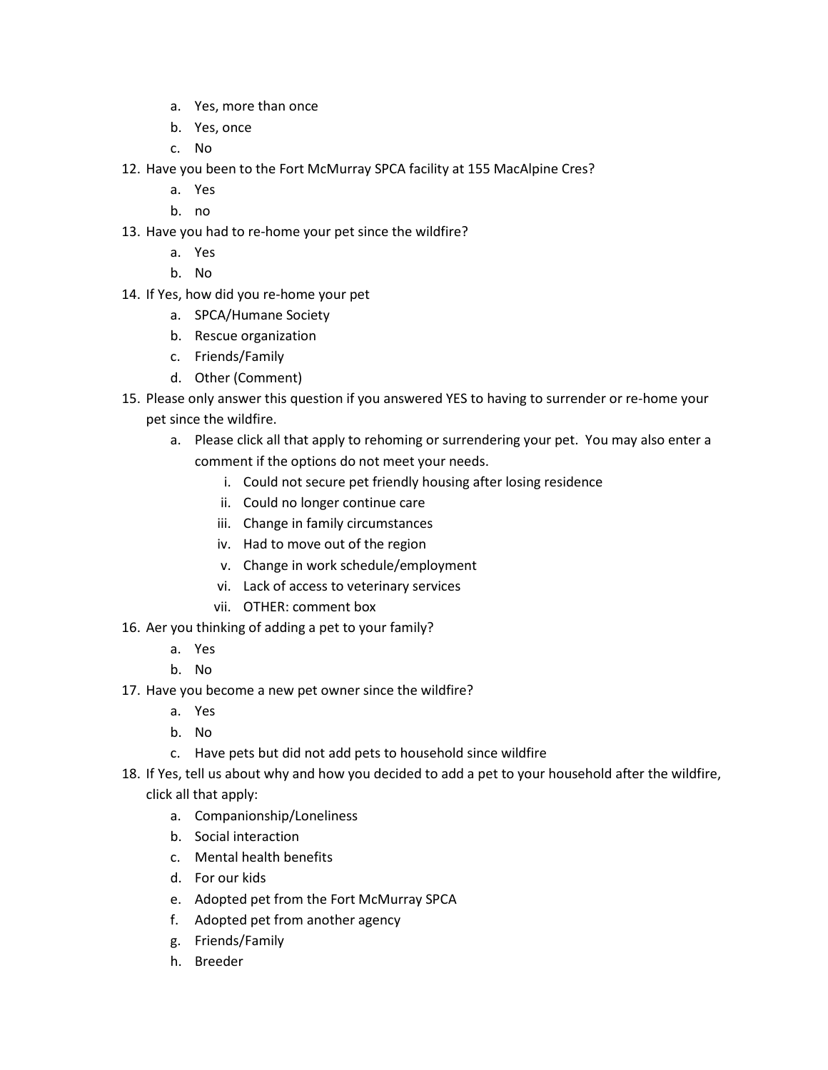a. Yes, more than once
   b. Yes, once
   c. No

12. Have you been to the Fort McMurray SPCA facility at 155 MacAlpine Cres?
    a. Yes
    b. no
13. Have you had to re-home your pet since the wildfire?
    a. Yes
    b. No
14. If Yes, how did you re-home your pet
    a. SPCA/Humane Society
    b. Rescue organization
    c. Friends/Family
    d. Other (Comment)
15. Please only answer this question if you answered YES to having to surrender or re-home your pet since the wildfire.
    a. Please click all that apply to rehoming or surrendering your pet. You may also enter a comment if the options do not meet your needs.
        i. Could not secure pet friendly housing after losing residence
        ii. Could no longer continue care
        iii. Change in family circumstances
        iv. Had to move out of the region
        v. Change in work schedule/employment
        vi. Lack of access to veterinary services
        vii. OTHER: comment box
16. Aer you thinking of adding a pet to your family?
    a. Yes
    b. No
17. Have you become a new pet owner since the wildfire?
    a. Yes
    b. No
    c. Have pets but did not add pets to household since wildfire
18. If Yes, tell us about why and how you decided to add a pet to your household after the wildfire, click all that apply:
    a. Companionship/Loneliness
    b. Social interaction
    c. Mental health benefits
    d. For our kids
    e. Adopted pet from the Fort McMurray SPCA
    f. Adopted pet from another agency
    g. Friends/Family
    h. Breeder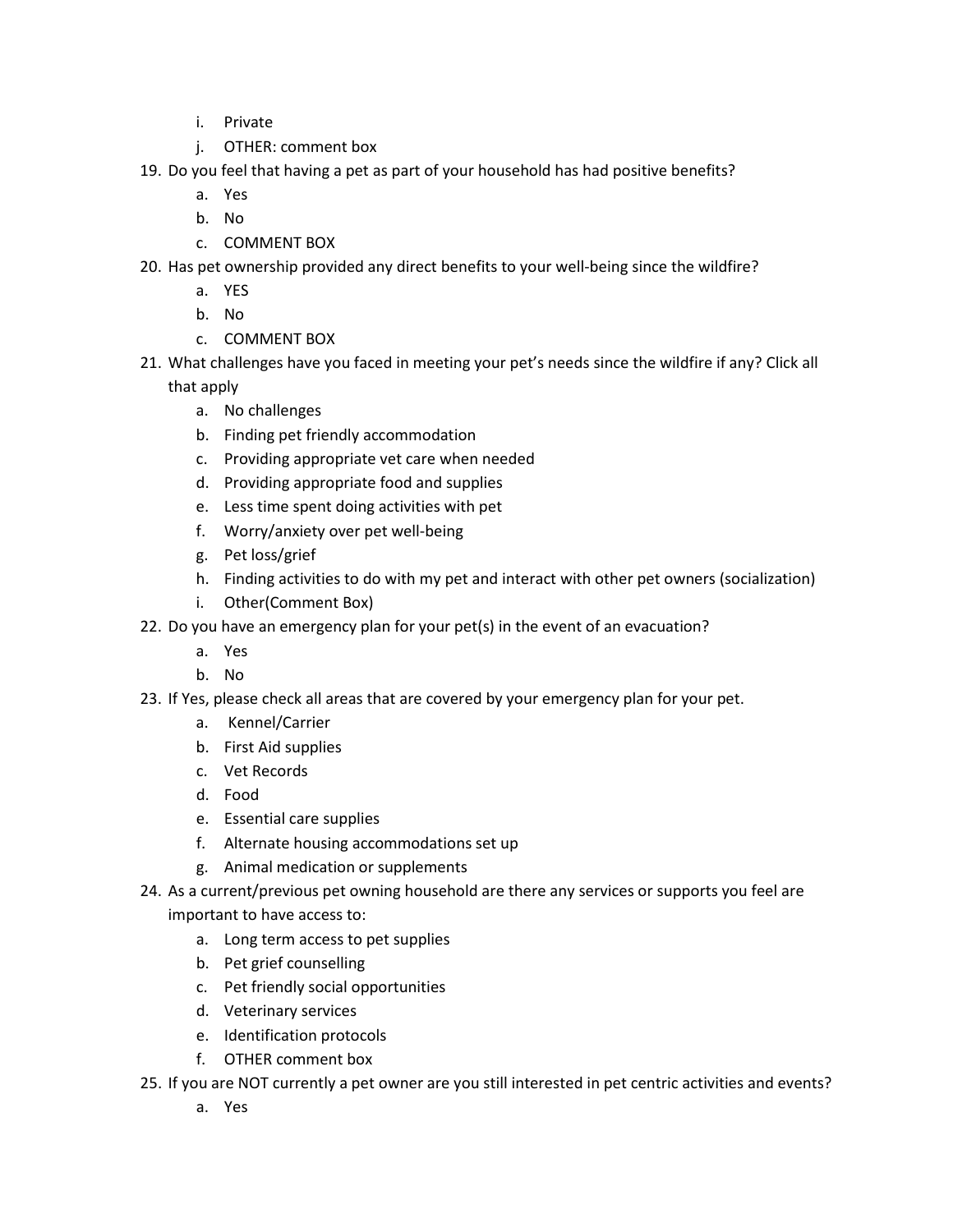i. Private
   j. OTHER: comment box

19. Do you feel that having a pet as part of your household has had positive benefits?
    a. Yes
    b. No
    c. COMMENT BOX
20. Has pet ownership provided any direct benefits to your well-being since the wildfire?
    a. YES
    b. No
    c. COMMENT BOX
21. What challenges have you faced in meeting your pet's needs since the wildfire if any? Click all that apply
    a. No challenges
    b. Finding pet friendly accommodation
    c. Providing appropriate vet care when needed
    d. Providing appropriate food and supplies
    e. Less time spent doing activities with pet
    f. Worry/anxiety over pet well-being
    g. Pet loss/grief
    h. Finding activities to do with my pet and interact with other pet owners (socialization)
    i. Other(Comment Box)
22. Do you have an emergency plan for your pet(s) in the event of an evacuation?
    a. Yes
    b. No
23. If Yes, please check all areas that are covered by your emergency plan for your pet.
    a. Kennel/Carrier
    b. First Aid supplies
    c. Vet Records
    d. Food
    e. Essential care supplies
    f. Alternate housing accommodations set up
    g. Animal medication or supplements
24. As a current/previous pet owning household are there any services or supports you feel are important to have access to:
    a. Long term access to pet supplies
    b. Pet grief counselling
    c. Pet friendly social opportunities
    d. Veterinary services
    e. Identification protocols
    f. OTHER comment box
25. If you are NOT currently a pet owner are you still interested in pet centric activities and events?
    a. Yes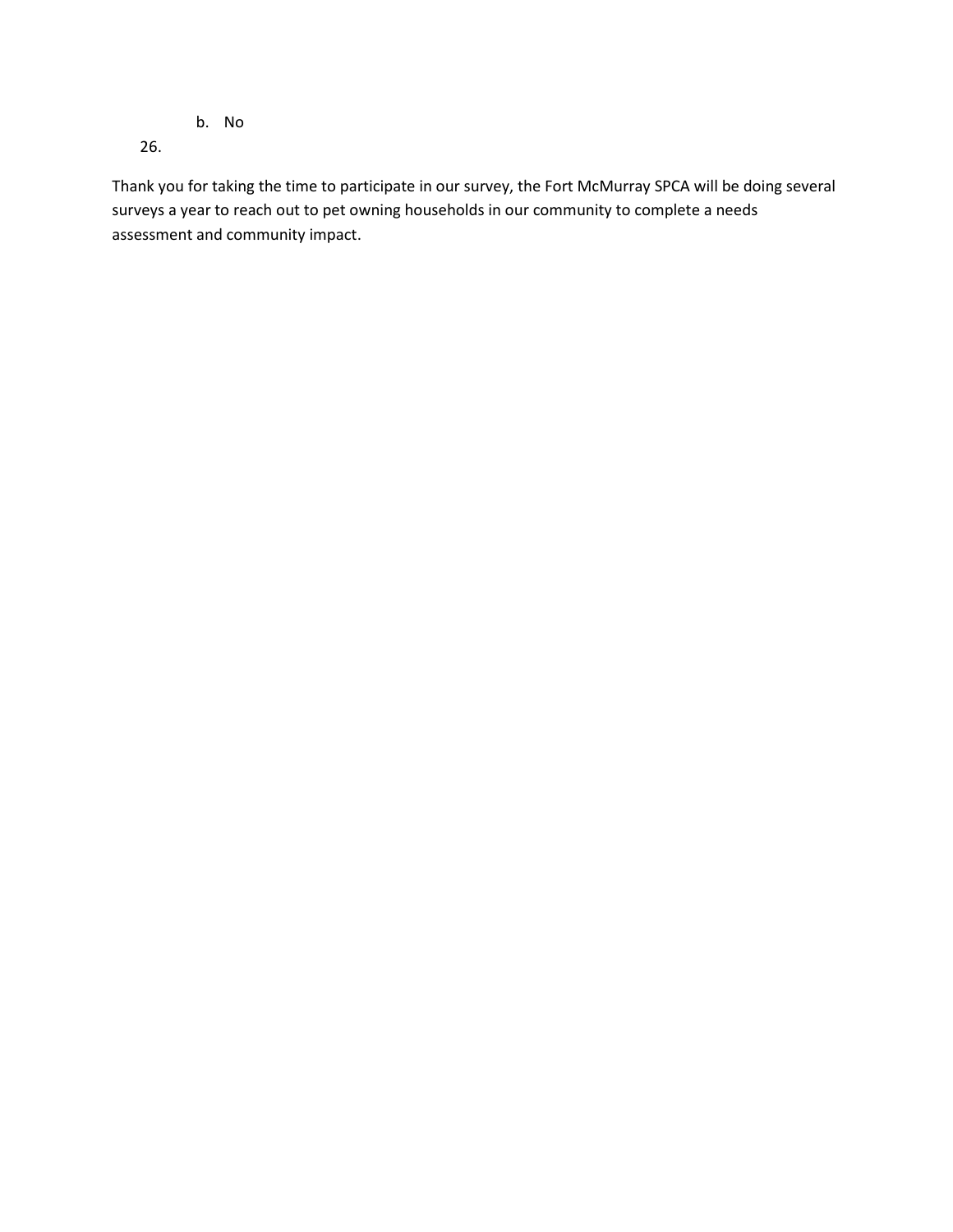b. No

26.

Thank you for taking the time to participate in our survey, the Fort McMurray SPCA will be doing several surveys a year to reach out to pet owning households in our community to complete a needs assessment and community impact.